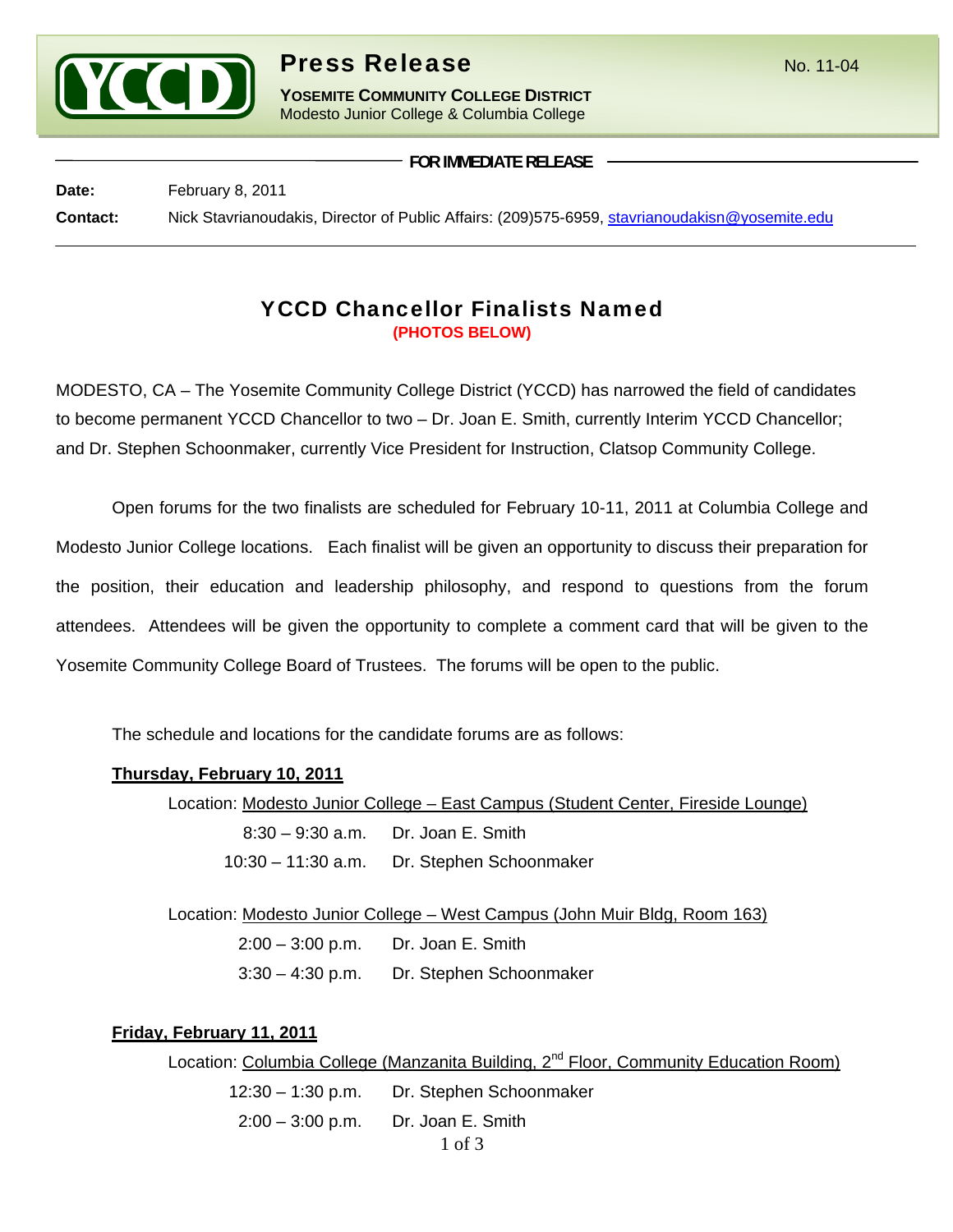# Press Release

**YOSEMITE COMMUNITY COLLEGE DISTRICT**
Modesto Junior College & Columbia College

No. 11-04

**FOR IMMEDIATE RELEASE**

**Date:** February 8, 2011

**Contact:** Nick Stavrianoudakis, Director of Public Affairs: (209)575-6959, stavrianoudakisn@yosemite.edu

## YCCD Chancellor Finalists Named

**(PHOTOS BELOW)**

MODESTO, CA – The Yosemite Community College District (YCCD) has narrowed the field of candidates to become permanent YCCD Chancellor to two – Dr. Joan E. Smith, currently Interim YCCD Chancellor; and Dr. Stephen Schoonmaker, currently Vice President for Instruction, Clatsop Community College.

Open forums for the two finalists are scheduled for February 10-11, 2011 at Columbia College and Modesto Junior College locations. Each finalist will be given an opportunity to discuss their preparation for the position, their education and leadership philosophy, and respond to questions from the forum attendees. Attendees will be given the opportunity to complete a comment card that will be given to the Yosemite Community College Board of Trustees. The forums will be open to the public.

The schedule and locations for the candidate forums are as follows:

**Thursday, February 10, 2011**

Location: Modesto Junior College – East Campus (Student Center, Fireside Lounge)

8:30 – 9:30 a.m. Dr. Joan E. Smith
10:30 – 11:30 a.m. Dr. Stephen Schoonmaker

Location: Modesto Junior College – West Campus (John Muir Bldg, Room 163)

2:00 – 3:00 p.m. Dr. Joan E. Smith
3:30 – 4:30 p.m. Dr. Stephen Schoonmaker

**Friday, February 11, 2011**

Location: Columbia College (Manzanita Building, 2nd Floor, Community Education Room)

12:30 – 1:30 p.m. Dr. Stephen Schoonmaker
2:00 – 3:00 p.m. Dr. Joan E. Smith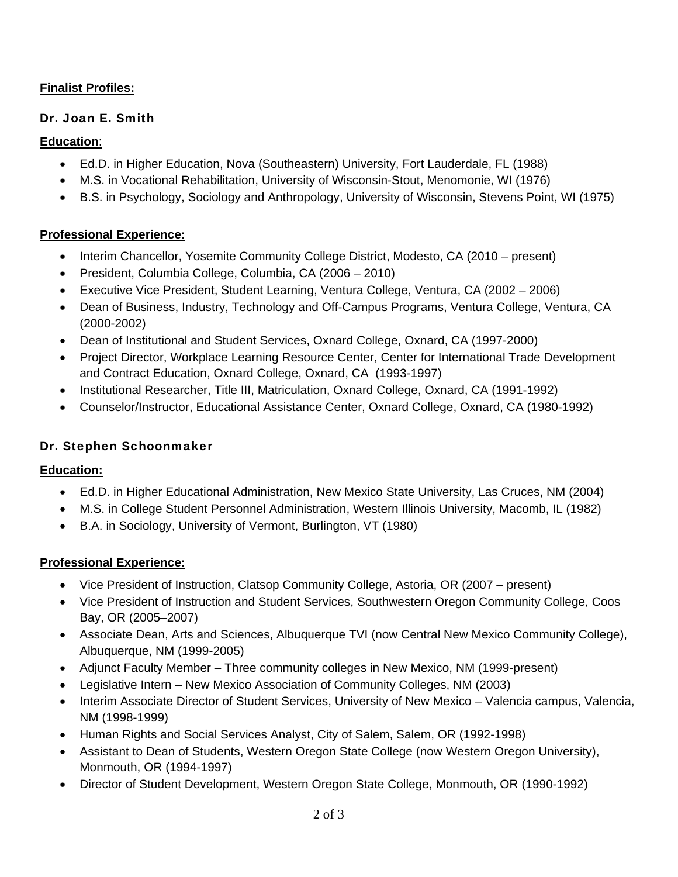**Finalist Profiles:**

### Dr. Joan E. Smith

**Education**:

- Ed.D. in Higher Education, Nova (Southeastern) University, Fort Lauderdale, FL (1988)
- M.S. in Vocational Rehabilitation, University of Wisconsin-Stout, Menomonie, WI (1976)
- B.S. in Psychology, Sociology and Anthropology, University of Wisconsin, Stevens Point, WI (1975)

**Professional Experience:**

- Interim Chancellor, Yosemite Community College District, Modesto, CA (2010 – present)
- President, Columbia College, Columbia, CA (2006 – 2010)
- Executive Vice President, Student Learning, Ventura College, Ventura, CA (2002 – 2006)
- Dean of Business, Industry, Technology and Off-Campus Programs, Ventura College, Ventura, CA (2000-2002)
- Dean of Institutional and Student Services, Oxnard College, Oxnard, CA (1997-2000)
- Project Director, Workplace Learning Resource Center, Center for International Trade Development and Contract Education, Oxnard College, Oxnard, CA (1993-1997)
- Institutional Researcher, Title III, Matriculation, Oxnard College, Oxnard, CA (1991-1992)
- Counselor/Instructor, Educational Assistance Center, Oxnard College, Oxnard, CA (1980-1992)

### Dr. Stephen Schoonmaker

**Education:**

- Ed.D. in Higher Educational Administration, New Mexico State University, Las Cruces, NM (2004)
- M.S. in College Student Personnel Administration, Western Illinois University, Macomb, IL (1982)
- B.A. in Sociology, University of Vermont, Burlington, VT (1980)

**Professional Experience:**

- Vice President of Instruction, Clatsop Community College, Astoria, OR (2007 – present)
- Vice President of Instruction and Student Services, Southwestern Oregon Community College, Coos Bay, OR (2005–2007)
- Associate Dean, Arts and Sciences, Albuquerque TVI (now Central New Mexico Community College), Albuquerque, NM (1999-2005)
- Adjunct Faculty Member – Three community colleges in New Mexico, NM (1999-present)
- Legislative Intern – New Mexico Association of Community Colleges, NM (2003)
- Interim Associate Director of Student Services, University of New Mexico – Valencia campus, Valencia, NM (1998-1999)
- Human Rights and Social Services Analyst, City of Salem, Salem, OR (1992-1998)
- Assistant to Dean of Students, Western Oregon State College (now Western Oregon University), Monmouth, OR (1994-1997)
- Director of Student Development, Western Oregon State College, Monmouth, OR (1990-1992)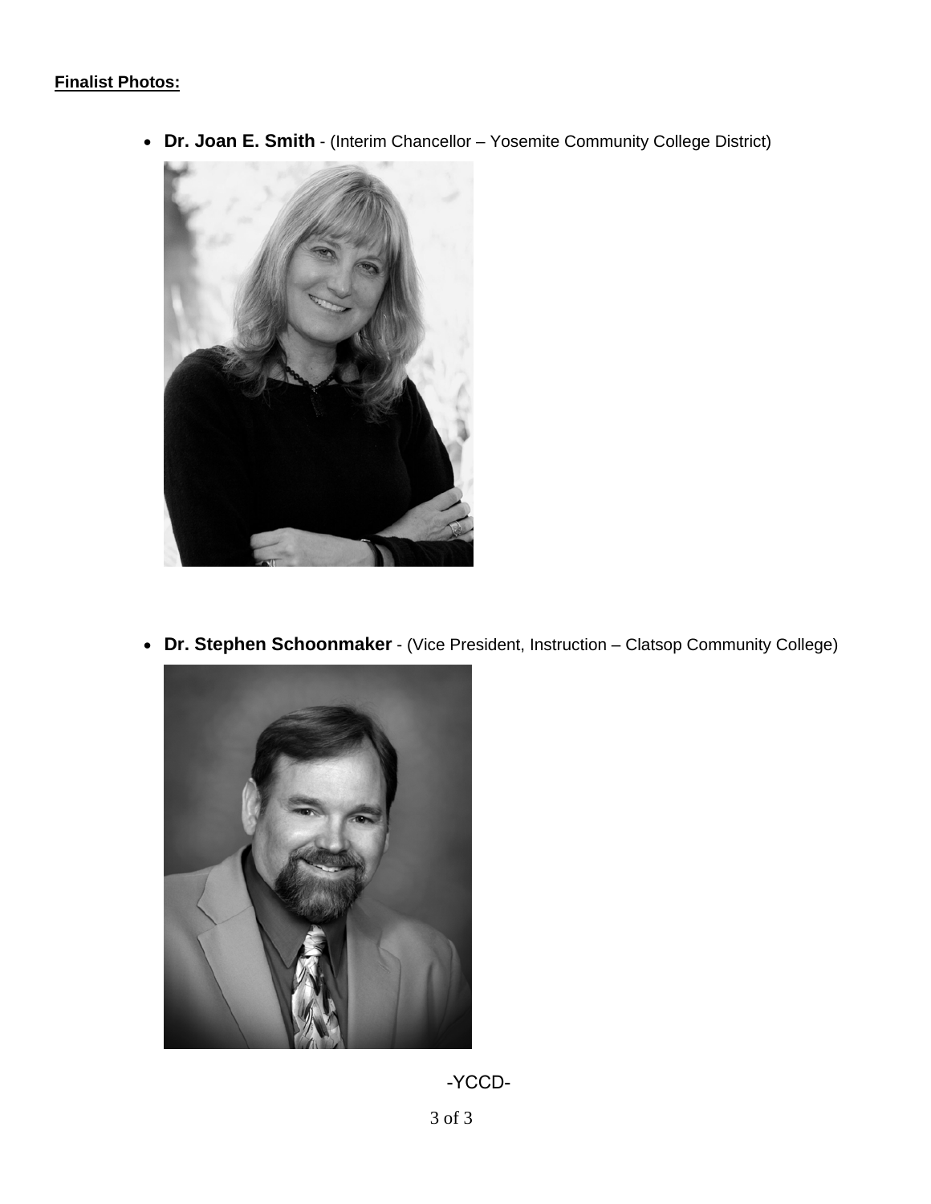**Finalist Photos:**

- **Dr. Joan E. Smith** - (Interim Chancellor – Yosemite Community College District)

- **Dr. Stephen Schoonmaker** - (Vice President, Instruction – Clatsop Community College)

-YCCD-